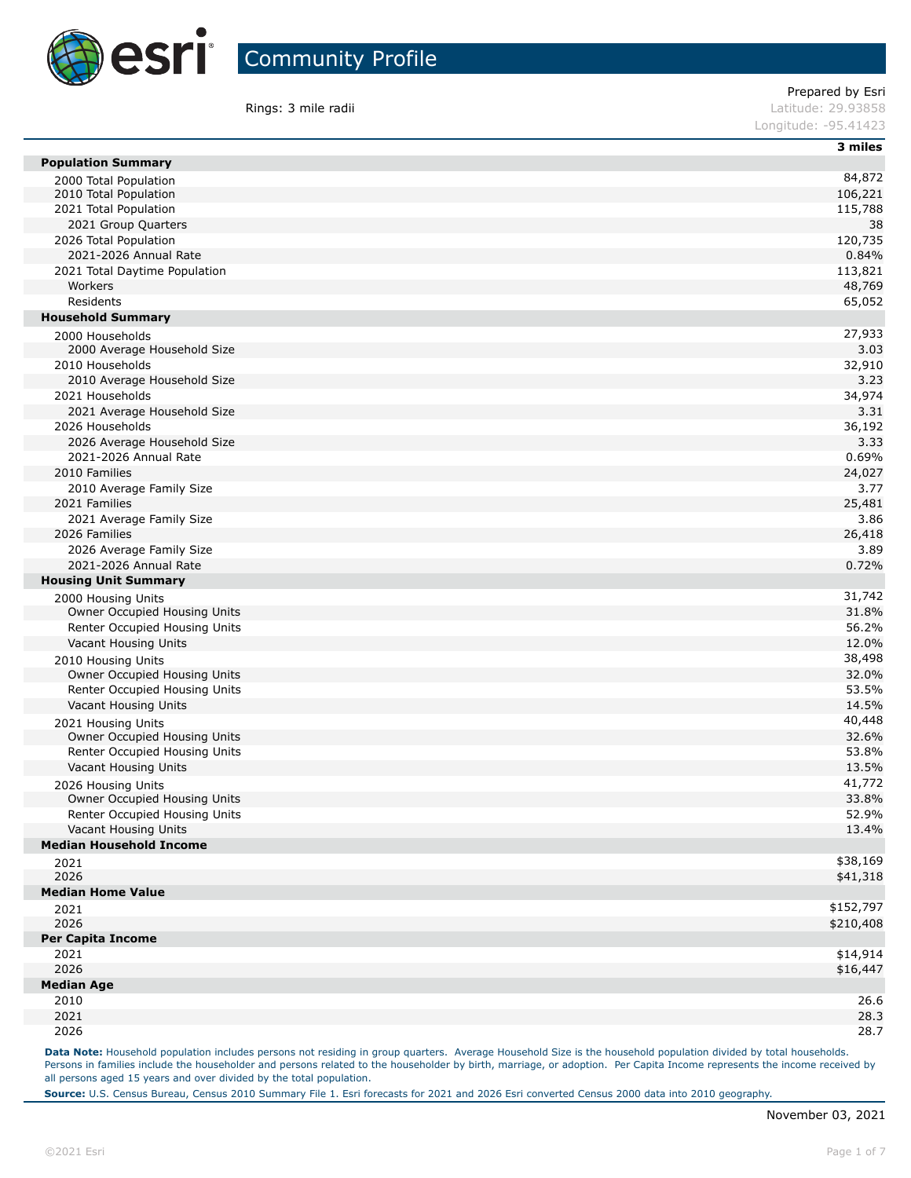# Community Profile

Prepared by Esri

Rings: 3 mile radii

Latitude: 29.93858

Longitude: -95.41423

| | 3 miles |
|---|---|
| **Population Summary** | |
| 2000 Total Population | 84,872 |
| 2010 Total Population | 106,221 |
| 2021 Total Population | 115,788 |
| 2021 Group Quarters | 38 |
| 2026 Total Population | 120,735 |
| 2021-2026 Annual Rate | 0.84% |
| 2021 Total Daytime Population | 113,821 |
| Workers | 48,769 |
| Residents | 65,052 |
| **Household Summary** | |
| 2000 Households | 27,933 |
| 2000 Average Household Size | 3.03 |
| 2010 Households | 32,910 |
| 2010 Average Household Size | 3.23 |
| 2021 Households | 34,974 |
| 2021 Average Household Size | 3.31 |
| 2026 Households | 36,192 |
| 2026 Average Household Size | 3.33 |
| 2021-2026 Annual Rate | 0.69% |
| 2010 Families | 24,027 |
| 2010 Average Family Size | 3.77 |
| 2021 Families | 25,481 |
| 2021 Average Family Size | 3.86 |
| 2026 Families | 26,418 |
| 2026 Average Family Size | 3.89 |
| 2021-2026 Annual Rate | 0.72% |
| **Housing Unit Summary** | |
| 2000 Housing Units | 31,742 |
| Owner Occupied Housing Units | 31.8% |
| Renter Occupied Housing Units | 56.2% |
| Vacant Housing Units | 12.0% |
| 2010 Housing Units | 38,498 |
| Owner Occupied Housing Units | 32.0% |
| Renter Occupied Housing Units | 53.5% |
| Vacant Housing Units | 14.5% |
| 2021 Housing Units | 40,448 |
| Owner Occupied Housing Units | 32.6% |
| Renter Occupied Housing Units | 53.8% |
| Vacant Housing Units | 13.5% |
| 2026 Housing Units | 41,772 |
| Owner Occupied Housing Units | 33.8% |
| Renter Occupied Housing Units | 52.9% |
| Vacant Housing Units | 13.4% |
| **Median Household Income** | |
| 2021 | $38,169 |
| 2026 | $41,318 |
| **Median Home Value** | |
| 2021 | $152,797 |
| 2026 | $210,408 |
| **Per Capita Income** | |
| 2021 | $14,914 |
| 2026 | $16,447 |
| **Median Age** | |
| 2010 | 26.6 |
| 2021 | 28.3 |
| 2026 | 28.7 |

**Data Note:** Household population includes persons not residing in group quarters. Average Household Size is the household population divided by total households. Persons in families include the householder and persons related to the householder by birth, marriage, or adoption. Per Capita Income represents the income received by all persons aged 15 years and over divided by the total population.

**Source:** U.S. Census Bureau, Census 2010 Summary File 1. Esri forecasts for 2021 and 2026 Esri converted Census 2000 data into 2010 geography.

November 03, 2021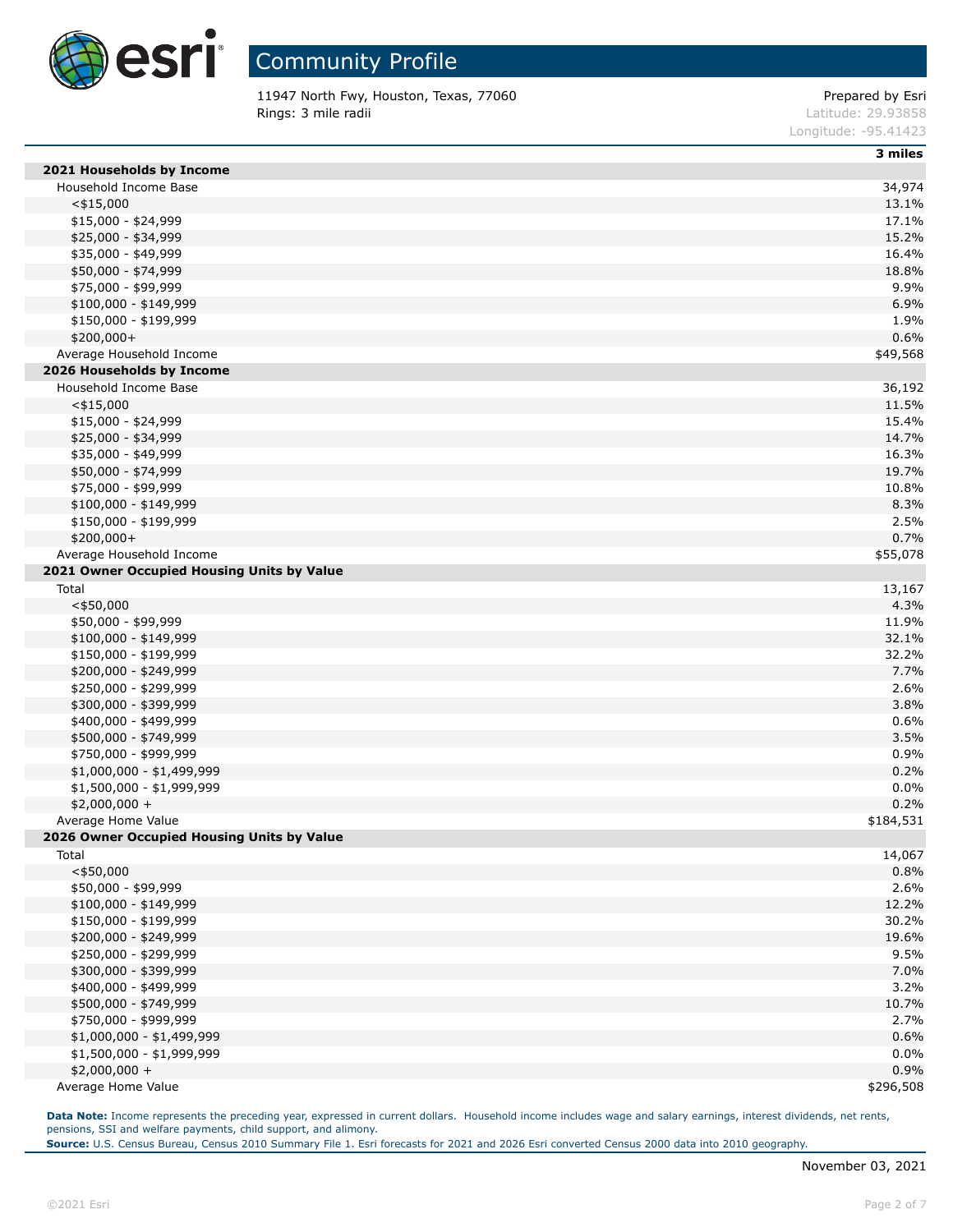# Community Profile

11947 North Fwy, Houston, Texas, 77060
Rings: 3 mile radii

Prepared by Esri
Latitude: 29.93858
Longitude: -95.41423

| | 3 miles |
|---|---|
| **2021 Households by Income** | |
| Household Income Base | 34,974 |
| <$15,000 | 13.1% |
| $15,000 - $24,999 | 17.1% |
| $25,000 - $34,999 | 15.2% |
| $35,000 - $49,999 | 16.4% |
| $50,000 - $74,999 | 18.8% |
| $75,000 - $99,999 | 9.9% |
| $100,000 - $149,999 | 6.9% |
| $150,000 - $199,999 | 1.9% |
| $200,000+ | 0.6% |
| Average Household Income | $49,568 |
| **2026 Households by Income** | |
| Household Income Base | 36,192 |
| <$15,000 | 11.5% |
| $15,000 - $24,999 | 15.4% |
| $25,000 - $34,999 | 14.7% |
| $35,000 - $49,999 | 16.3% |
| $50,000 - $74,999 | 19.7% |
| $75,000 - $99,999 | 10.8% |
| $100,000 - $149,999 | 8.3% |
| $150,000 - $199,999 | 2.5% |
| $200,000+ | 0.7% |
| Average Household Income | $55,078 |
| **2021 Owner Occupied Housing Units by Value** | |
| Total | 13,167 |
| <$50,000 | 4.3% |
| $50,000 - $99,999 | 11.9% |
| $100,000 - $149,999 | 32.1% |
| $150,000 - $199,999 | 32.2% |
| $200,000 - $249,999 | 7.7% |
| $250,000 - $299,999 | 2.6% |
| $300,000 - $399,999 | 3.8% |
| $400,000 - $499,999 | 0.6% |
| $500,000 - $749,999 | 3.5% |
| $750,000 - $999,999 | 0.9% |
| $1,000,000 - $1,499,999 | 0.2% |
| $1,500,000 - $1,999,999 | 0.0% |
| $2,000,000 + | 0.2% |
| Average Home Value | $184,531 |
| **2026 Owner Occupied Housing Units by Value** | |
| Total | 14,067 |
| <$50,000 | 0.8% |
| $50,000 - $99,999 | 2.6% |
| $100,000 - $149,999 | 12.2% |
| $150,000 - $199,999 | 30.2% |
| $200,000 - $249,999 | 19.6% |
| $250,000 - $299,999 | 9.5% |
| $300,000 - $399,999 | 7.0% |
| $400,000 - $499,999 | 3.2% |
| $500,000 - $749,999 | 10.7% |
| $750,000 - $999,999 | 2.7% |
| $1,000,000 - $1,499,999 | 0.6% |
| $1,500,000 - $1,999,999 | 0.0% |
| $2,000,000 + | 0.9% |
| Average Home Value | $296,508 |

**Data Note:** Income represents the preceding year, expressed in current dollars. Household income includes wage and salary earnings, interest dividends, net rents, pensions, SSI and welfare payments, child support, and alimony.
**Source:** U.S. Census Bureau, Census 2010 Summary File 1. Esri forecasts for 2021 and 2026 Esri converted Census 2000 data into 2010 geography.

November 03, 2021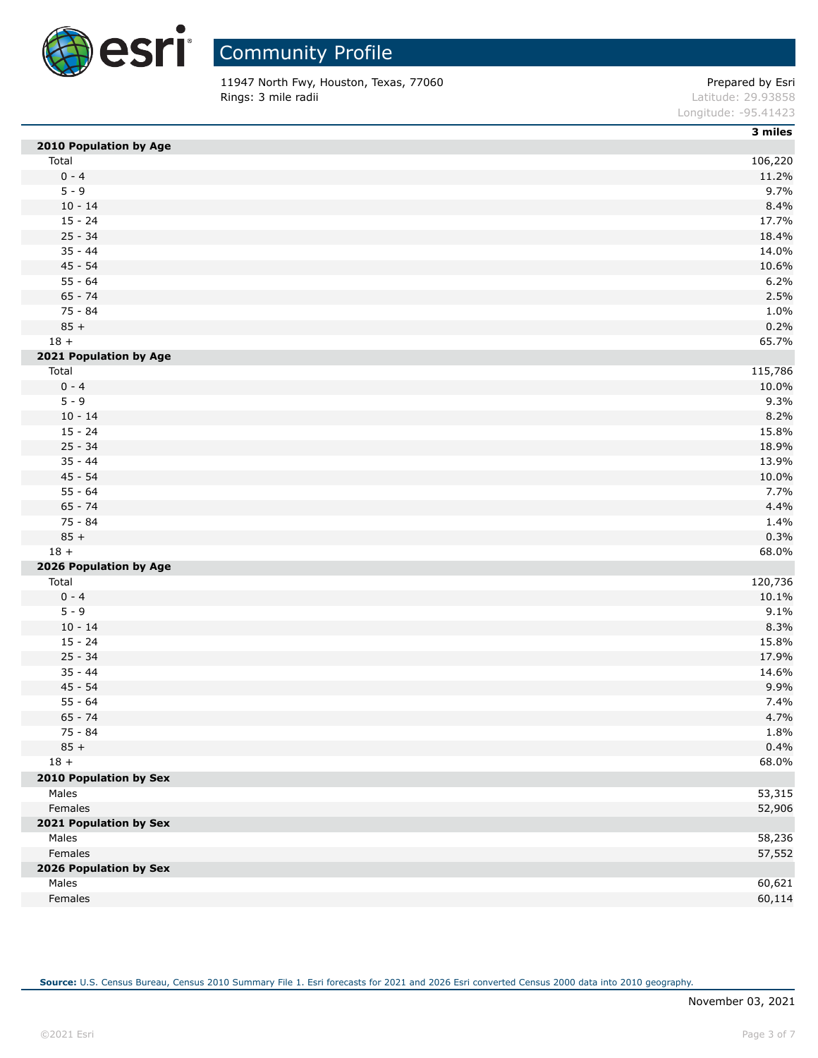# Community Profile

11947 North Fwy, Houston, Texas, 77060
Rings: 3 mile radii

Prepared by Esri
Latitude: 29.93858
Longitude: -95.41423

| | 3 miles |
|---|---|
| **2010 Population by Age** | |
| Total | 106,220 |
| 0 - 4 | 11.2% |
| 5 - 9 | 9.7% |
| 10 - 14 | 8.4% |
| 15 - 24 | 17.7% |
| 25 - 34 | 18.4% |
| 35 - 44 | 14.0% |
| 45 - 54 | 10.6% |
| 55 - 64 | 6.2% |
| 65 - 74 | 2.5% |
| 75 - 84 | 1.0% |
| 85 + | 0.2% |
| 18 + | 65.7% |
| **2021 Population by Age** | |
| Total | 115,786 |
| 0 - 4 | 10.0% |
| 5 - 9 | 9.3% |
| 10 - 14 | 8.2% |
| 15 - 24 | 15.8% |
| 25 - 34 | 18.9% |
| 35 - 44 | 13.9% |
| 45 - 54 | 10.0% |
| 55 - 64 | 7.7% |
| 65 - 74 | 4.4% |
| 75 - 84 | 1.4% |
| 85 + | 0.3% |
| 18 + | 68.0% |
| **2026 Population by Age** | |
| Total | 120,736 |
| 0 - 4 | 10.1% |
| 5 - 9 | 9.1% |
| 10 - 14 | 8.3% |
| 15 - 24 | 15.8% |
| 25 - 34 | 17.9% |
| 35 - 44 | 14.6% |
| 45 - 54 | 9.9% |
| 55 - 64 | 7.4% |
| 65 - 74 | 4.7% |
| 75 - 84 | 1.8% |
| 85 + | 0.4% |
| 18 + | 68.0% |
| **2010 Population by Sex** | |
| Males | 53,315 |
| Females | 52,906 |
| **2021 Population by Sex** | |
| Males | 58,236 |
| Females | 57,552 |
| **2026 Population by Sex** | |
| Males | 60,621 |
| Females | 60,114 |

**Source:** U.S. Census Bureau, Census 2010 Summary File 1. Esri forecasts for 2021 and 2026 Esri converted Census 2000 data into 2010 geography.

November 03, 2021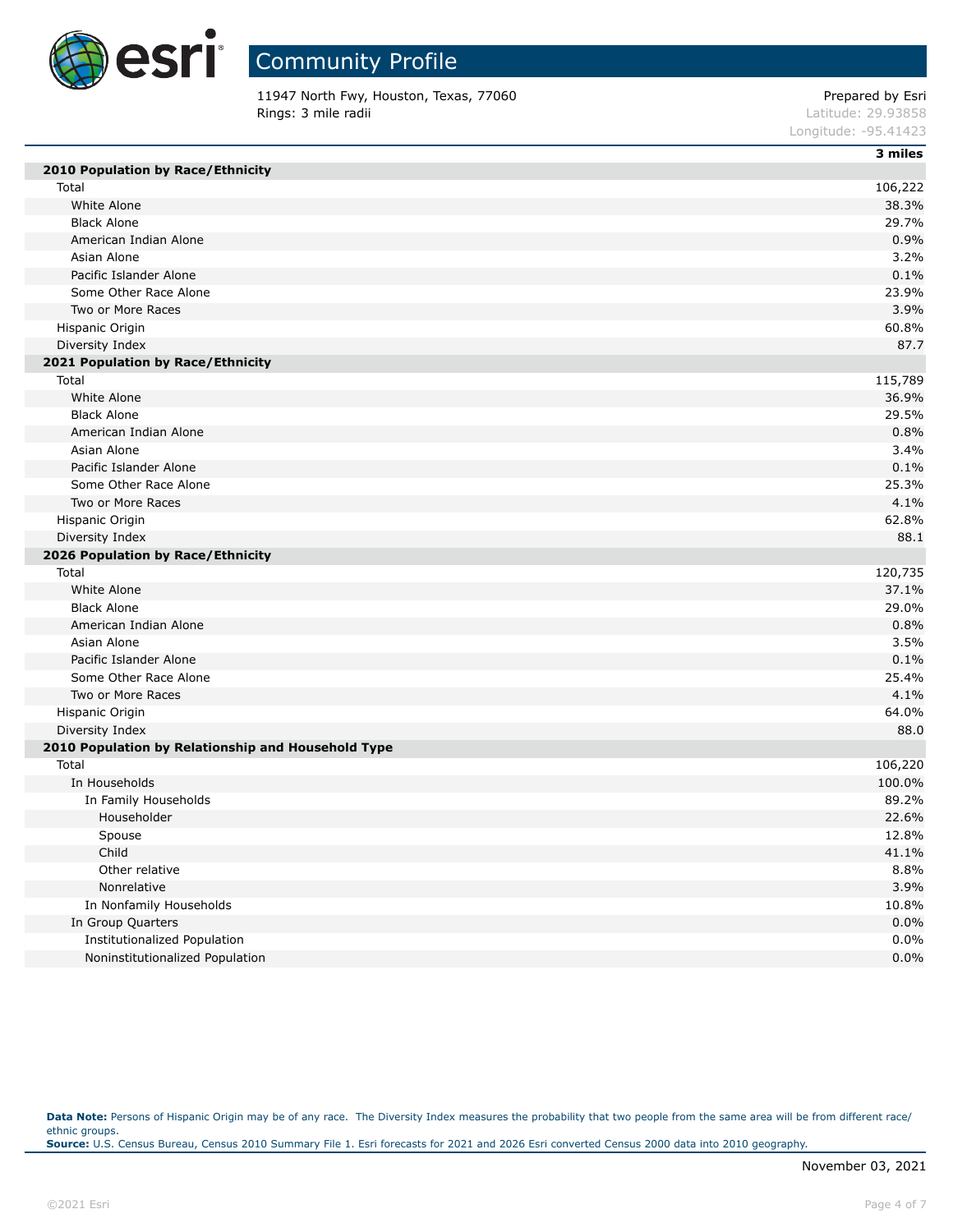# Community Profile

11947 North Fwy, Houston, Texas, 77060
Rings: 3 mile radii

Prepared by Esri
Latitude: 29.93858
Longitude: -95.41423

| | 3 miles |
|---|---|
| **2010 Population by Race/Ethnicity** | |
| Total | 106,222 |
| White Alone | 38.3% |
| Black Alone | 29.7% |
| American Indian Alone | 0.9% |
| Asian Alone | 3.2% |
| Pacific Islander Alone | 0.1% |
| Some Other Race Alone | 23.9% |
| Two or More Races | 3.9% |
| Hispanic Origin | 60.8% |
| Diversity Index | 87.7 |
| **2021 Population by Race/Ethnicity** | |
| Total | 115,789 |
| White Alone | 36.9% |
| Black Alone | 29.5% |
| American Indian Alone | 0.8% |
| Asian Alone | 3.4% |
| Pacific Islander Alone | 0.1% |
| Some Other Race Alone | 25.3% |
| Two or More Races | 4.1% |
| Hispanic Origin | 62.8% |
| Diversity Index | 88.1 |
| **2026 Population by Race/Ethnicity** | |
| Total | 120,735 |
| White Alone | 37.1% |
| Black Alone | 29.0% |
| American Indian Alone | 0.8% |
| Asian Alone | 3.5% |
| Pacific Islander Alone | 0.1% |
| Some Other Race Alone | 25.4% |
| Two or More Races | 4.1% |
| Hispanic Origin | 64.0% |
| Diversity Index | 88.0 |
| **2010 Population by Relationship and Household Type** | |
| Total | 106,220 |
| In Households | 100.0% |
| In Family Households | 89.2% |
| Householder | 22.6% |
| Spouse | 12.8% |
| Child | 41.1% |
| Other relative | 8.8% |
| Nonrelative | 3.9% |
| In Nonfamily Households | 10.8% |
| In Group Quarters | 0.0% |
| Institutionalized Population | 0.0% |
| Noninstitutionalized Population | 0.0% |

**Data Note:** Persons of Hispanic Origin may be of any race. The Diversity Index measures the probability that two people from the same area will be from different race/ethnic groups.
**Source:** U.S. Census Bureau, Census 2010 Summary File 1. Esri forecasts for 2021 and 2026 Esri converted Census 2000 data into 2010 geography.

November 03, 2021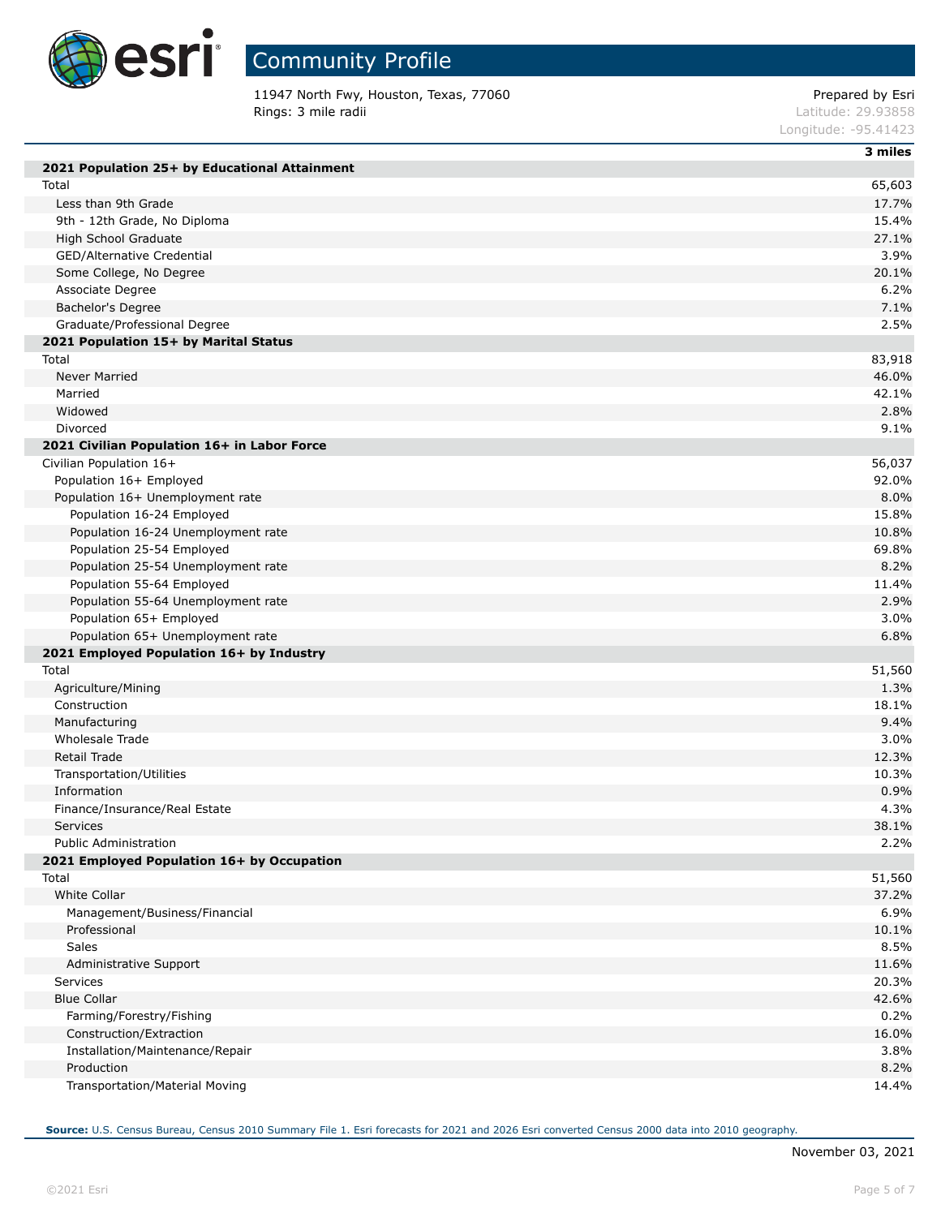# Community Profile

11947 North Fwy, Houston, Texas, 77060
Rings: 3 mile radii

Prepared by Esri
Latitude: 29.93858
Longitude: -95.41423

| | 3 miles |
|---|---|
| **2021 Population 25+ by Educational Attainment** | |
| Total | 65,603 |
| Less than 9th Grade | 17.7% |
| 9th - 12th Grade, No Diploma | 15.4% |
| High School Graduate | 27.1% |
| GED/Alternative Credential | 3.9% |
| Some College, No Degree | 20.1% |
| Associate Degree | 6.2% |
| Bachelor's Degree | 7.1% |
| Graduate/Professional Degree | 2.5% |
| **2021 Population 15+ by Marital Status** | |
| Total | 83,918 |
| Never Married | 46.0% |
| Married | 42.1% |
| Widowed | 2.8% |
| Divorced | 9.1% |
| **2021 Civilian Population 16+ in Labor Force** | |
| Civilian Population 16+ | 56,037 |
| Population 16+ Employed | 92.0% |
| Population 16+ Unemployment rate | 8.0% |
| Population 16-24 Employed | 15.8% |
| Population 16-24 Unemployment rate | 10.8% |
| Population 25-54 Employed | 69.8% |
| Population 25-54 Unemployment rate | 8.2% |
| Population 55-64 Employed | 11.4% |
| Population 55-64 Unemployment rate | 2.9% |
| Population 65+ Employed | 3.0% |
| Population 65+ Unemployment rate | 6.8% |
| **2021 Employed Population 16+ by Industry** | |
| Total | 51,560 |
| Agriculture/Mining | 1.3% |
| Construction | 18.1% |
| Manufacturing | 9.4% |
| Wholesale Trade | 3.0% |
| Retail Trade | 12.3% |
| Transportation/Utilities | 10.3% |
| Information | 0.9% |
| Finance/Insurance/Real Estate | 4.3% |
| Services | 38.1% |
| Public Administration | 2.2% |
| **2021 Employed Population 16+ by Occupation** | |
| Total | 51,560 |
| White Collar | 37.2% |
| Management/Business/Financial | 6.9% |
| Professional | 10.1% |
| Sales | 8.5% |
| Administrative Support | 11.6% |
| Services | 20.3% |
| Blue Collar | 42.6% |
| Farming/Forestry/Fishing | 0.2% |
| Construction/Extraction | 16.0% |
| Installation/Maintenance/Repair | 3.8% |
| Production | 8.2% |
| Transportation/Material Moving | 14.4% |

**Source:** U.S. Census Bureau, Census 2010 Summary File 1. Esri forecasts for 2021 and 2026 Esri converted Census 2000 data into 2010 geography.

November 03, 2021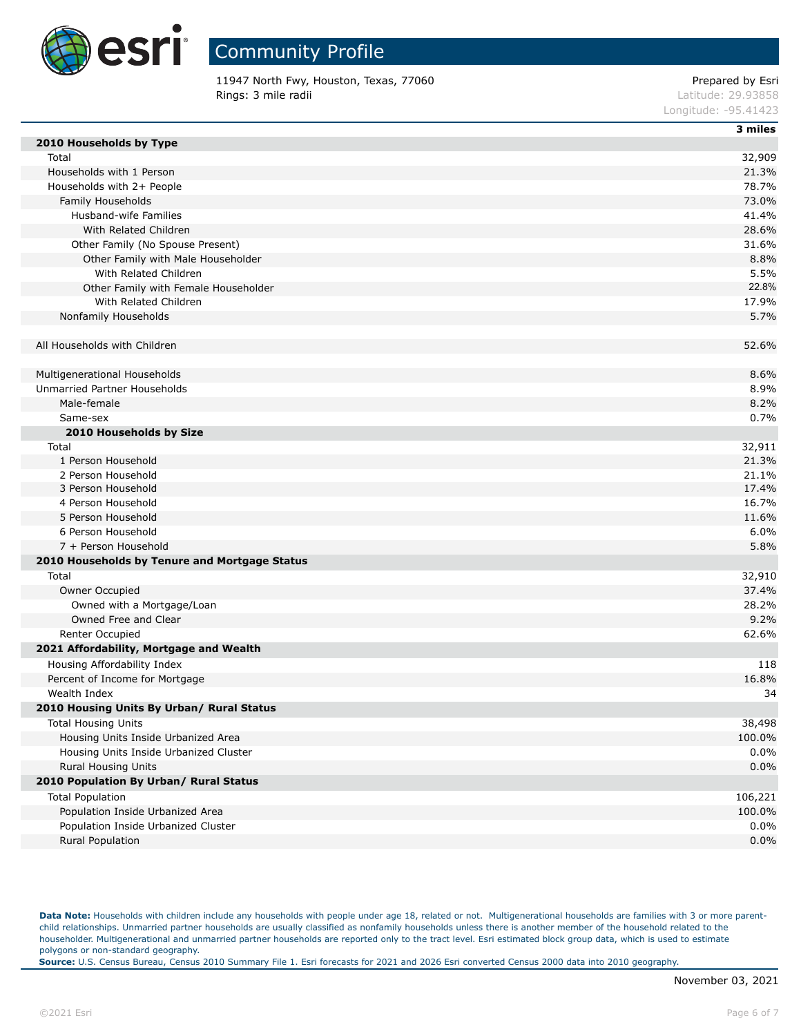# Community Profile

11947 North Fwy, Houston, Texas, 77060
Rings: 3 mile radii

Prepared by Esri
Latitude: 29.93858
Longitude: -95.41423

| | 3 miles |
|---|---|
| **2010 Households by Type** | |
| Total | 32,909 |
| Households with 1 Person | 21.3% |
| Households with 2+ People | 78.7% |
| Family Households | 73.0% |
| Husband-wife Families | 41.4% |
| With Related Children | 28.6% |
| Other Family (No Spouse Present) | 31.6% |
| Other Family with Male Householder | 8.8% |
| With Related Children | 5.5% |
| Other Family with Female Householder | 22.8% |
| With Related Children | 17.9% |
| Nonfamily Households | 5.7% |
| | |
| All Households with Children | 52.6% |
| | |
| Multigenerational Households | 8.6% |
| Unmarried Partner Households | 8.9% |
| Male-female | 8.2% |
| Same-sex | 0.7% |
| **2010 Households by Size** | |
| Total | 32,911 |
| 1 Person Household | 21.3% |
| 2 Person Household | 21.1% |
| 3 Person Household | 17.4% |
| 4 Person Household | 16.7% |
| 5 Person Household | 11.6% |
| 6 Person Household | 6.0% |
| 7 + Person Household | 5.8% |
| **2010 Households by Tenure and Mortgage Status** | |
| Total | 32,910 |
| Owner Occupied | 37.4% |
| Owned with a Mortgage/Loan | 28.2% |
| Owned Free and Clear | 9.2% |
| Renter Occupied | 62.6% |
| **2021 Affordability, Mortgage and Wealth** | |
| Housing Affordability Index | 118 |
| Percent of Income for Mortgage | 16.8% |
| Wealth Index | 34 |
| **2010 Housing Units By Urban/ Rural Status** | |
| Total Housing Units | 38,498 |
| Housing Units Inside Urbanized Area | 100.0% |
| Housing Units Inside Urbanized Cluster | 0.0% |
| Rural Housing Units | 0.0% |
| **2010 Population By Urban/ Rural Status** | |
| Total Population | 106,221 |
| Population Inside Urbanized Area | 100.0% |
| Population Inside Urbanized Cluster | 0.0% |
| Rural Population | 0.0% |

**Data Note:** Households with children include any households with people under age 18, related or not. Multigenerational households are families with 3 or more parent-child relationships. Unmarried partner households are usually classified as nonfamily households unless there is another member of the household related to the householder. Multigenerational and unmarried partner households are reported only to the tract level. Esri estimated block group data, which is used to estimate polygons or non-standard geography.
**Source:** U.S. Census Bureau, Census 2010 Summary File 1. Esri forecasts for 2021 and 2026 Esri converted Census 2000 data into 2010 geography.

November 03, 2021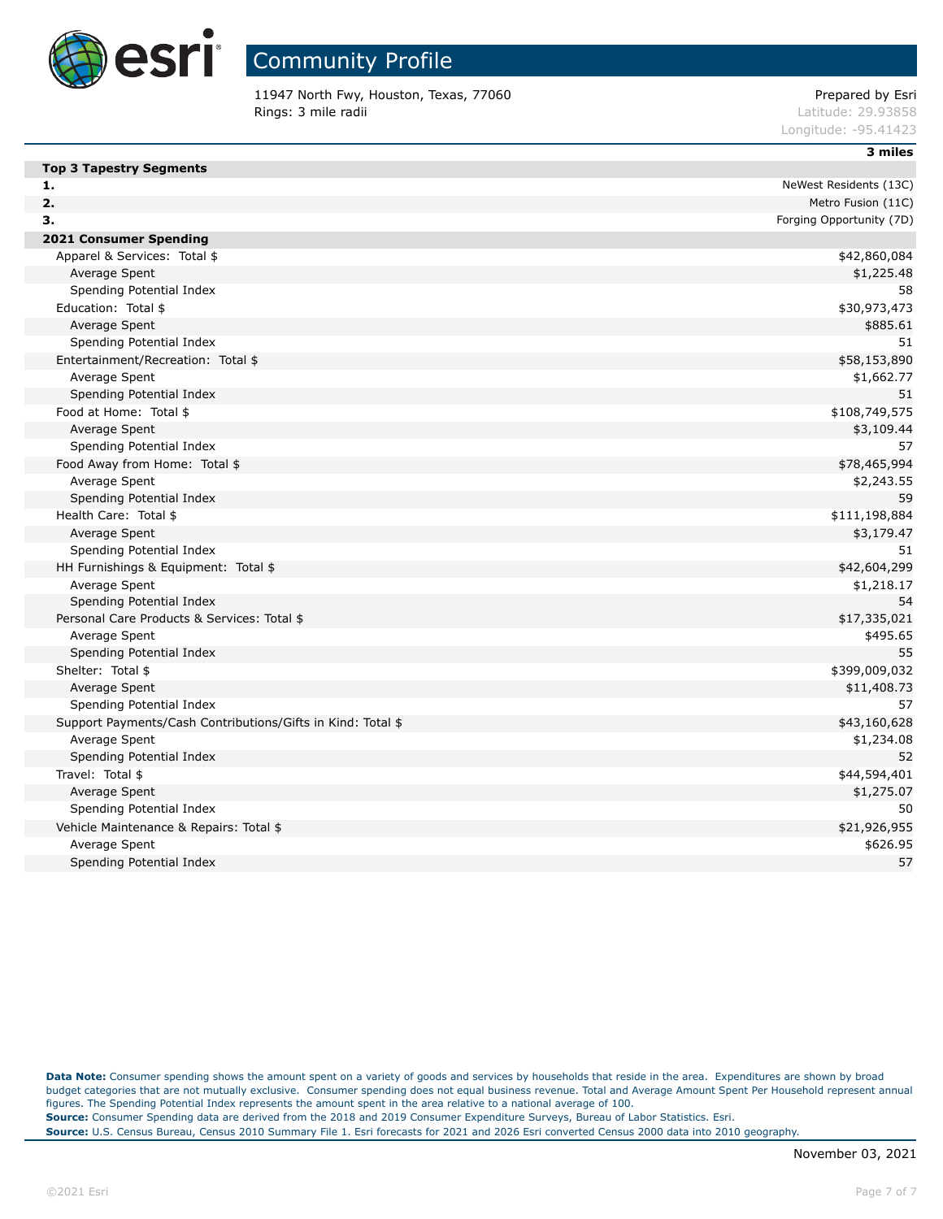# Community Profile

11947 North Fwy, Houston, Texas, 77060
Rings: 3 mile radii

Prepared by Esri
Latitude: 29.93858
Longitude: -95.41423

| | 3 miles |
|---|---|
| **Top 3 Tapestry Segments** | |
| **1.** | NeWest Residents (13C) |
| **2.** | Metro Fusion (11C) |
| **3.** | Forging Opportunity (7D) |
| **2021 Consumer Spending** | |
| Apparel & Services: Total $ | $42,860,084 |
| Average Spent | $1,225.48 |
| Spending Potential Index | 58 |
| Education: Total $ | $30,973,473 |
| Average Spent | $885.61 |
| Spending Potential Index | 51 |
| Entertainment/Recreation: Total $ | $58,153,890 |
| Average Spent | $1,662.77 |
| Spending Potential Index | 51 |
| Food at Home: Total $ | $108,749,575 |
| Average Spent | $3,109.44 |
| Spending Potential Index | 57 |
| Food Away from Home: Total $ | $78,465,994 |
| Average Spent | $2,243.55 |
| Spending Potential Index | 59 |
| Health Care: Total $ | $111,198,884 |
| Average Spent | $3,179.47 |
| Spending Potential Index | 51 |
| HH Furnishings & Equipment: Total $ | $42,604,299 |
| Average Spent | $1,218.17 |
| Spending Potential Index | 54 |
| Personal Care Products & Services: Total $ | $17,335,021 |
| Average Spent | $495.65 |
| Spending Potential Index | 55 |
| Shelter: Total $ | $399,009,032 |
| Average Spent | $11,408.73 |
| Spending Potential Index | 57 |
| Support Payments/Cash Contributions/Gifts in Kind: Total $ | $43,160,628 |
| Average Spent | $1,234.08 |
| Spending Potential Index | 52 |
| Travel: Total $ | $44,594,401 |
| Average Spent | $1,275.07 |
| Spending Potential Index | 50 |
| Vehicle Maintenance & Repairs: Total $ | $21,926,955 |
| Average Spent | $626.95 |
| Spending Potential Index | 57 |

**Data Note:** Consumer spending shows the amount spent on a variety of goods and services by households that reside in the area. Expenditures are shown by broad budget categories that are not mutually exclusive. Consumer spending does not equal business revenue. Total and Average Amount Spent Per Household represent annual figures. The Spending Potential Index represents the amount spent in the area relative to a national average of 100.
**Source:** Consumer Spending data are derived from the 2018 and 2019 Consumer Expenditure Surveys, Bureau of Labor Statistics. Esri.
**Source:** U.S. Census Bureau, Census 2010 Summary File 1. Esri forecasts for 2021 and 2026 Esri converted Census 2000 data into 2010 geography.

November 03, 2021